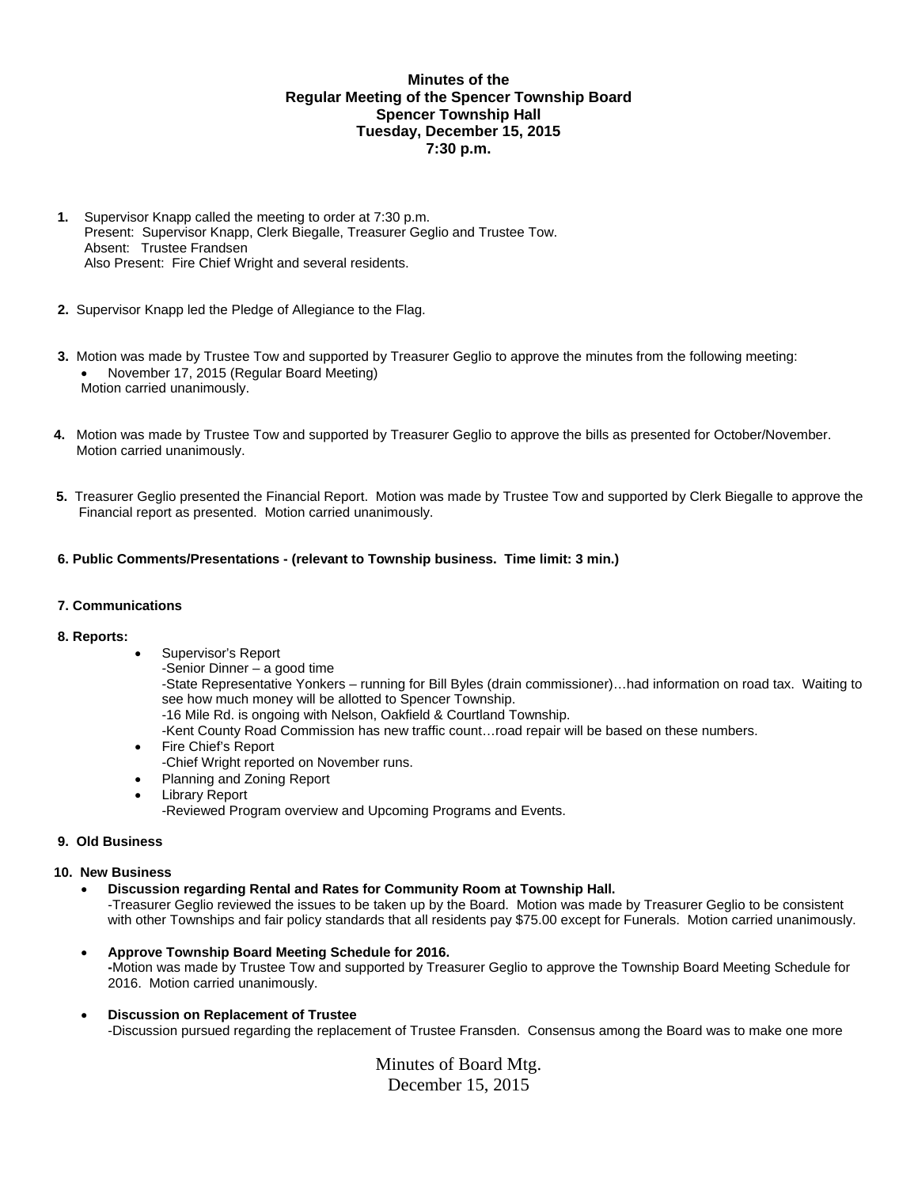**Minutes of the**
**Regular Meeting of the Spencer Township Board**
**Spencer Township Hall**
**Tuesday, December 15, 2015**
**7:30 p.m.**

**1.** Supervisor Knapp called the meeting to order at 7:30 p.m.
Present: Supervisor Knapp, Clerk Biegalle, Treasurer Geglio and Trustee Tow.
Absent: Trustee Frandsen
Also Present: Fire Chief Wright and several residents.

**2.** Supervisor Knapp led the Pledge of Allegiance to the Flag.

**3.** Motion was made by Trustee Tow and supported by Treasurer Geglio to approve the minutes from the following meeting:

- November 17, 2015 (Regular Board Meeting)

Motion carried unanimously.

**4.** Motion was made by Trustee Tow and supported by Treasurer Geglio to approve the bills as presented for October/November. Motion carried unanimously.

**5.** Treasurer Geglio presented the Financial Report. Motion was made by Trustee Tow and supported by Clerk Biegalle to approve the Financial report as presented. Motion carried unanimously.

**6. Public Comments/Presentations - (relevant to Township business. Time limit: 3 min.)**

**7. Communications**

**8. Reports:**

- Supervisor's Report
  -Senior Dinner – a good time
  -State Representative Yonkers – running for Bill Byles (drain commissioner)…had information on road tax. Waiting to see how much money will be allotted to Spencer Township.
  -16 Mile Rd. is ongoing with Nelson, Oakfield & Courtland Township.
  -Kent County Road Commission has new traffic count…road repair will be based on these numbers.
- Fire Chief's Report
  -Chief Wright reported on November runs.
- Planning and Zoning Report
- Library Report
  -Reviewed Program overview and Upcoming Programs and Events.

**9. Old Business**

**10. New Business**

- **Discussion regarding Rental and Rates for Community Room at Township Hall.**
  -Treasurer Geglio reviewed the issues to be taken up by the Board. Motion was made by Treasurer Geglio to be consistent with other Townships and fair policy standards that all residents pay $75.00 except for Funerals. Motion carried unanimously.

- **Approve Township Board Meeting Schedule for 2016.**
  **-**Motion was made by Trustee Tow and supported by Treasurer Geglio to approve the Township Board Meeting Schedule for 2016. Motion carried unanimously.

- **Discussion on Replacement of Trustee**
  -Discussion pursued regarding the replacement of Trustee Fransden. Consensus among the Board was to make one more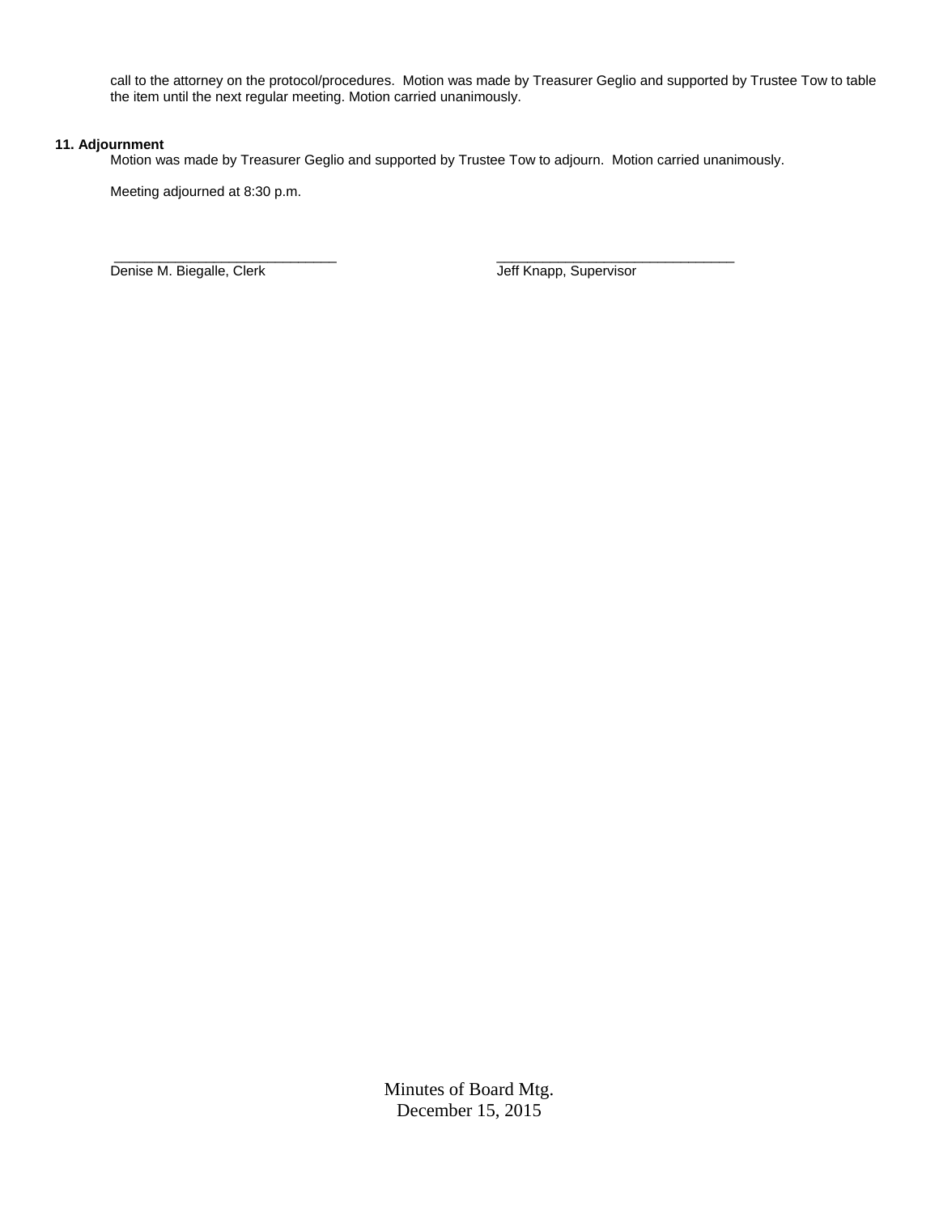call to the attorney on the protocol/procedures. Motion was made by Treasurer Geglio and supported by Trustee Tow to table the item until the next regular meeting. Motion carried unanimously.

**11. Adjournment**

Motion was made by Treasurer Geglio and supported by Trustee Tow to adjourn. Motion carried unanimously.

Meeting adjourned at 8:30 p.m.

\_\_\_\_\_\_\_\_\_\_\_\_\_\_\_\_\_\_\_\_\_\_\_\_\_\_\_\_\_\_ \_\_\_\_\_\_\_\_\_\_\_\_\_\_\_\_\_\_\_\_\_\_\_\_\_\_\_\_\_\_\_\_

Denise M. Biegalle, Clerk Jeff Knapp, Supervisor

Minutes of Board Mtg.
December 15, 2015